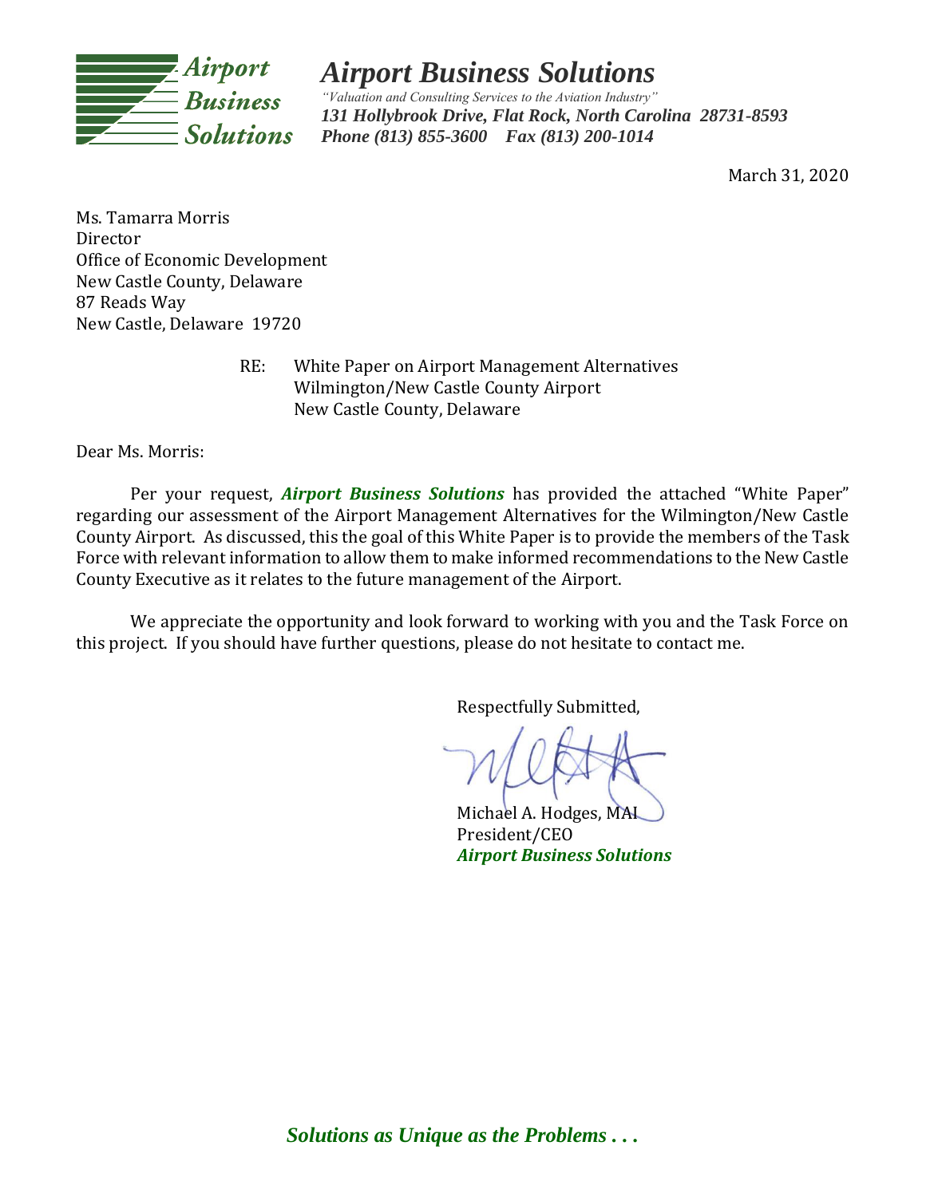# *Airport Business Solutions*

*"Valuation and Consulting Services to the Aviation Industry"*

***131 Hollybrook Drive, Flat Rock, North Carolina 28731-8593***

***Phone (813) 855-3600 Fax (813) 200-1014***

March 31, 2020

Ms. Tamarra Morris
Director
Office of Economic Development
New Castle County, Delaware
87 Reads Way
New Castle, Delaware 19720

RE: White Paper on Airport Management Alternatives
Wilmington/New Castle County Airport
New Castle County, Delaware

Dear Ms. Morris:

Per your request, ***Airport Business Solutions*** has provided the attached "White Paper" regarding our assessment of the Airport Management Alternatives for the Wilmington/New Castle County Airport. As discussed, this the goal of this White Paper is to provide the members of the Task Force with relevant information to allow them to make informed recommendations to the New Castle County Executive as it relates to the future management of the Airport.

We appreciate the opportunity and look forward to working with you and the Task Force on this project. If you should have further questions, please do not hesitate to contact me.

Respectfully Submitted,

Michael A. Hodges, MAI
President/CEO
***Airport Business Solutions***

***Solutions as Unique as the Problems . . .***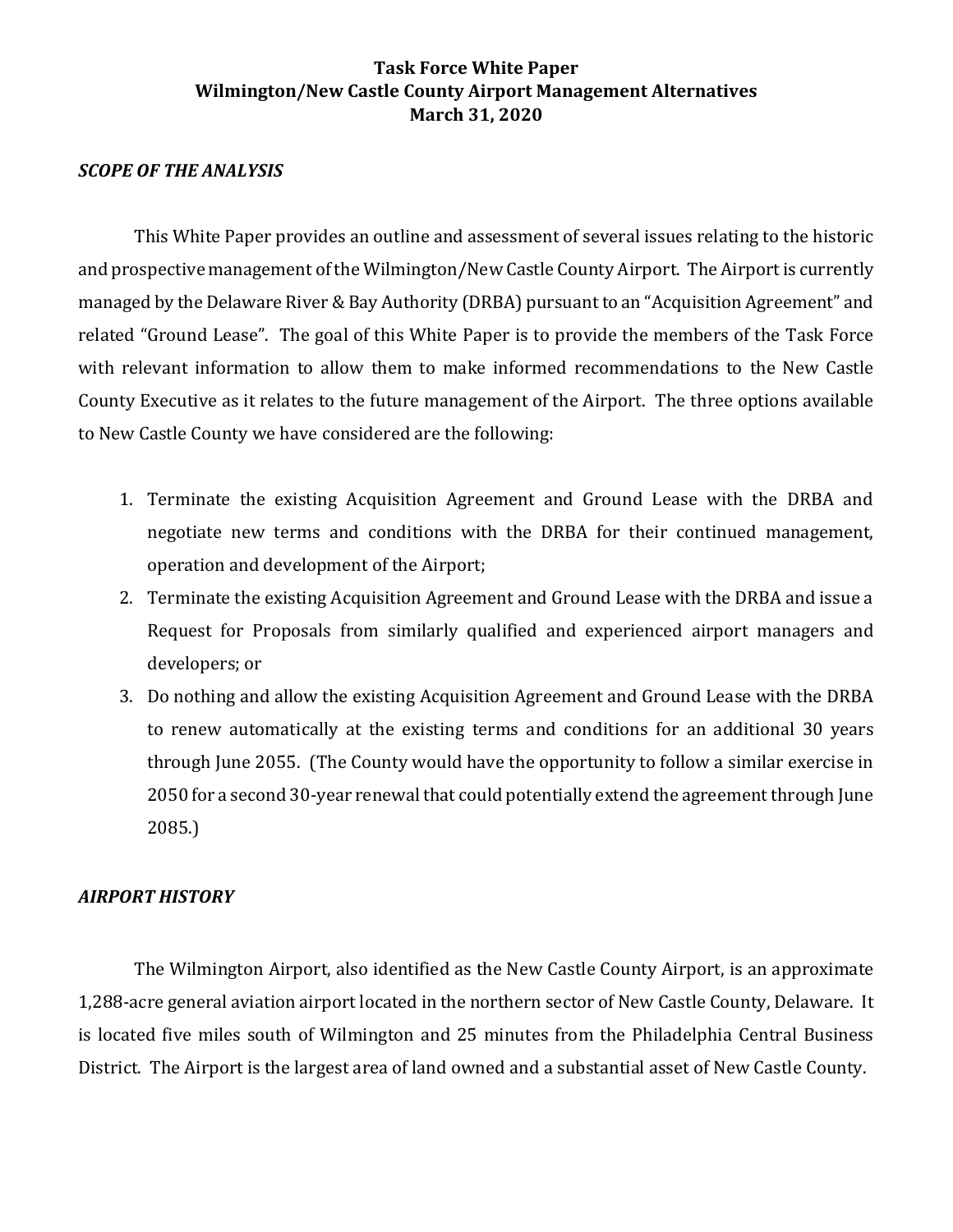**Task Force White Paper**
**Wilmington/New Castle County Airport Management Alternatives**
**March 31, 2020**

### *SCOPE OF THE ANALYSIS*

This White Paper provides an outline and assessment of several issues relating to the historic and prospective management of the Wilmington/New Castle County Airport. The Airport is currently managed by the Delaware River & Bay Authority (DRBA) pursuant to an "Acquisition Agreement" and related "Ground Lease". The goal of this White Paper is to provide the members of the Task Force with relevant information to allow them to make informed recommendations to the New Castle County Executive as it relates to the future management of the Airport. The three options available to New Castle County we have considered are the following:

1. Terminate the existing Acquisition Agreement and Ground Lease with the DRBA and negotiate new terms and conditions with the DRBA for their continued management, operation and development of the Airport;
2. Terminate the existing Acquisition Agreement and Ground Lease with the DRBA and issue a Request for Proposals from similarly qualified and experienced airport managers and developers; or
3. Do nothing and allow the existing Acquisition Agreement and Ground Lease with the DRBA to renew automatically at the existing terms and conditions for an additional 30 years through June 2055. (The County would have the opportunity to follow a similar exercise in 2050 for a second 30-year renewal that could potentially extend the agreement through June 2085.)

### *AIRPORT HISTORY*

The Wilmington Airport, also identified as the New Castle County Airport, is an approximate 1,288-acre general aviation airport located in the northern sector of New Castle County, Delaware. It is located five miles south of Wilmington and 25 minutes from the Philadelphia Central Business District. The Airport is the largest area of land owned and a substantial asset of New Castle County.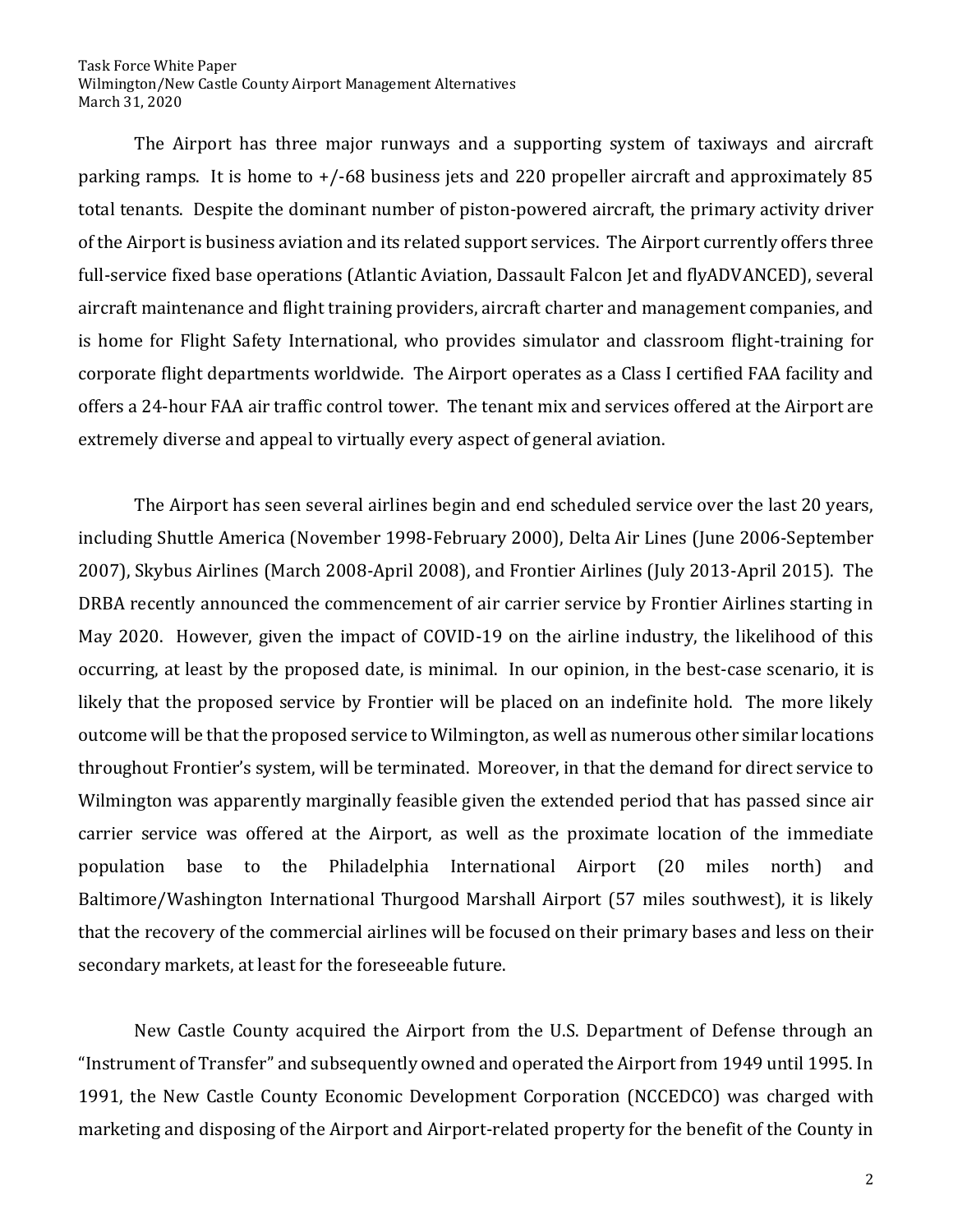The Airport has three major runways and a supporting system of taxiways and aircraft parking ramps. It is home to +/-68 business jets and 220 propeller aircraft and approximately 85 total tenants. Despite the dominant number of piston-powered aircraft, the primary activity driver of the Airport is business aviation and its related support services. The Airport currently offers three full-service fixed base operations (Atlantic Aviation, Dassault Falcon Jet and flyADVANCED), several aircraft maintenance and flight training providers, aircraft charter and management companies, and is home for Flight Safety International, who provides simulator and classroom flight-training for corporate flight departments worldwide. The Airport operates as a Class I certified FAA facility and offers a 24-hour FAA air traffic control tower. The tenant mix and services offered at the Airport are extremely diverse and appeal to virtually every aspect of general aviation.

The Airport has seen several airlines begin and end scheduled service over the last 20 years, including Shuttle America (November 1998-February 2000), Delta Air Lines (June 2006-September 2007), Skybus Airlines (March 2008-April 2008), and Frontier Airlines (July 2013-April 2015). The DRBA recently announced the commencement of air carrier service by Frontier Airlines starting in May 2020. However, given the impact of COVID-19 on the airline industry, the likelihood of this occurring, at least by the proposed date, is minimal. In our opinion, in the best-case scenario, it is likely that the proposed service by Frontier will be placed on an indefinite hold. The more likely outcome will be that the proposed service to Wilmington, as well as numerous other similar locations throughout Frontier's system, will be terminated. Moreover, in that the demand for direct service to Wilmington was apparently marginally feasible given the extended period that has passed since air carrier service was offered at the Airport, as well as the proximate location of the immediate population base to the Philadelphia International Airport (20 miles north) and Baltimore/Washington International Thurgood Marshall Airport (57 miles southwest), it is likely that the recovery of the commercial airlines will be focused on their primary bases and less on their secondary markets, at least for the foreseeable future.

New Castle County acquired the Airport from the U.S. Department of Defense through an "Instrument of Transfer" and subsequently owned and operated the Airport from 1949 until 1995. In 1991, the New Castle County Economic Development Corporation (NCCEDCO) was charged with marketing and disposing of the Airport and Airport-related property for the benefit of the County in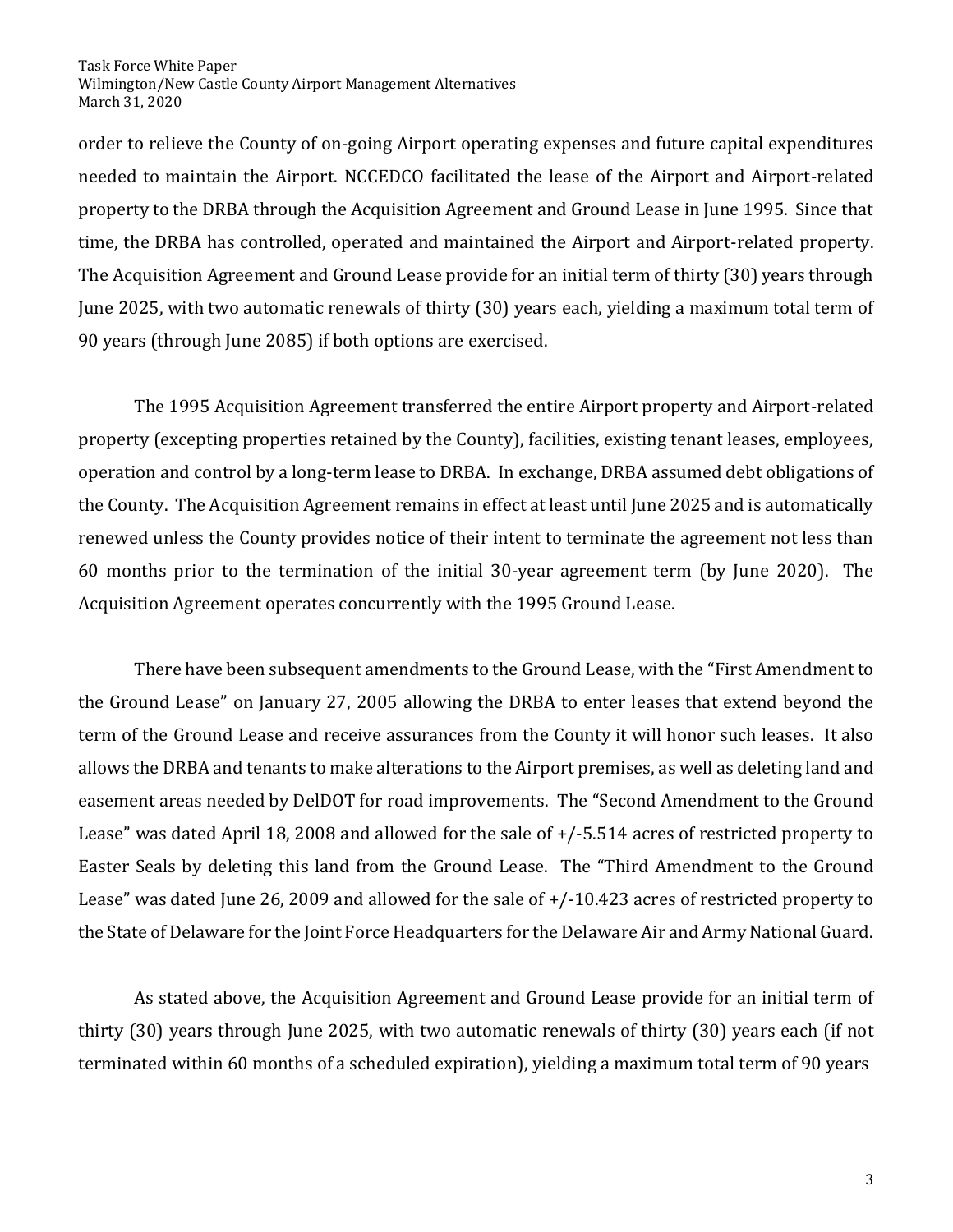order to relieve the County of on-going Airport operating expenses and future capital expenditures needed to maintain the Airport. NCCEDCO facilitated the lease of the Airport and Airport-related property to the DRBA through the Acquisition Agreement and Ground Lease in June 1995. Since that time, the DRBA has controlled, operated and maintained the Airport and Airport-related property. The Acquisition Agreement and Ground Lease provide for an initial term of thirty (30) years through June 2025, with two automatic renewals of thirty (30) years each, yielding a maximum total term of 90 years (through June 2085) if both options are exercised.

The 1995 Acquisition Agreement transferred the entire Airport property and Airport-related property (excepting properties retained by the County), facilities, existing tenant leases, employees, operation and control by a long-term lease to DRBA. In exchange, DRBA assumed debt obligations of the County. The Acquisition Agreement remains in effect at least until June 2025 and is automatically renewed unless the County provides notice of their intent to terminate the agreement not less than 60 months prior to the termination of the initial 30-year agreement term (by June 2020). The Acquisition Agreement operates concurrently with the 1995 Ground Lease.

There have been subsequent amendments to the Ground Lease, with the "First Amendment to the Ground Lease" on January 27, 2005 allowing the DRBA to enter leases that extend beyond the term of the Ground Lease and receive assurances from the County it will honor such leases. It also allows the DRBA and tenants to make alterations to the Airport premises, as well as deleting land and easement areas needed by DelDOT for road improvements. The "Second Amendment to the Ground Lease" was dated April 18, 2008 and allowed for the sale of +/-5.514 acres of restricted property to Easter Seals by deleting this land from the Ground Lease. The "Third Amendment to the Ground Lease" was dated June 26, 2009 and allowed for the sale of +/-10.423 acres of restricted property to the State of Delaware for the Joint Force Headquarters for the Delaware Air and Army National Guard.

As stated above, the Acquisition Agreement and Ground Lease provide for an initial term of thirty (30) years through June 2025, with two automatic renewals of thirty (30) years each (if not terminated within 60 months of a scheduled expiration), yielding a maximum total term of 90 years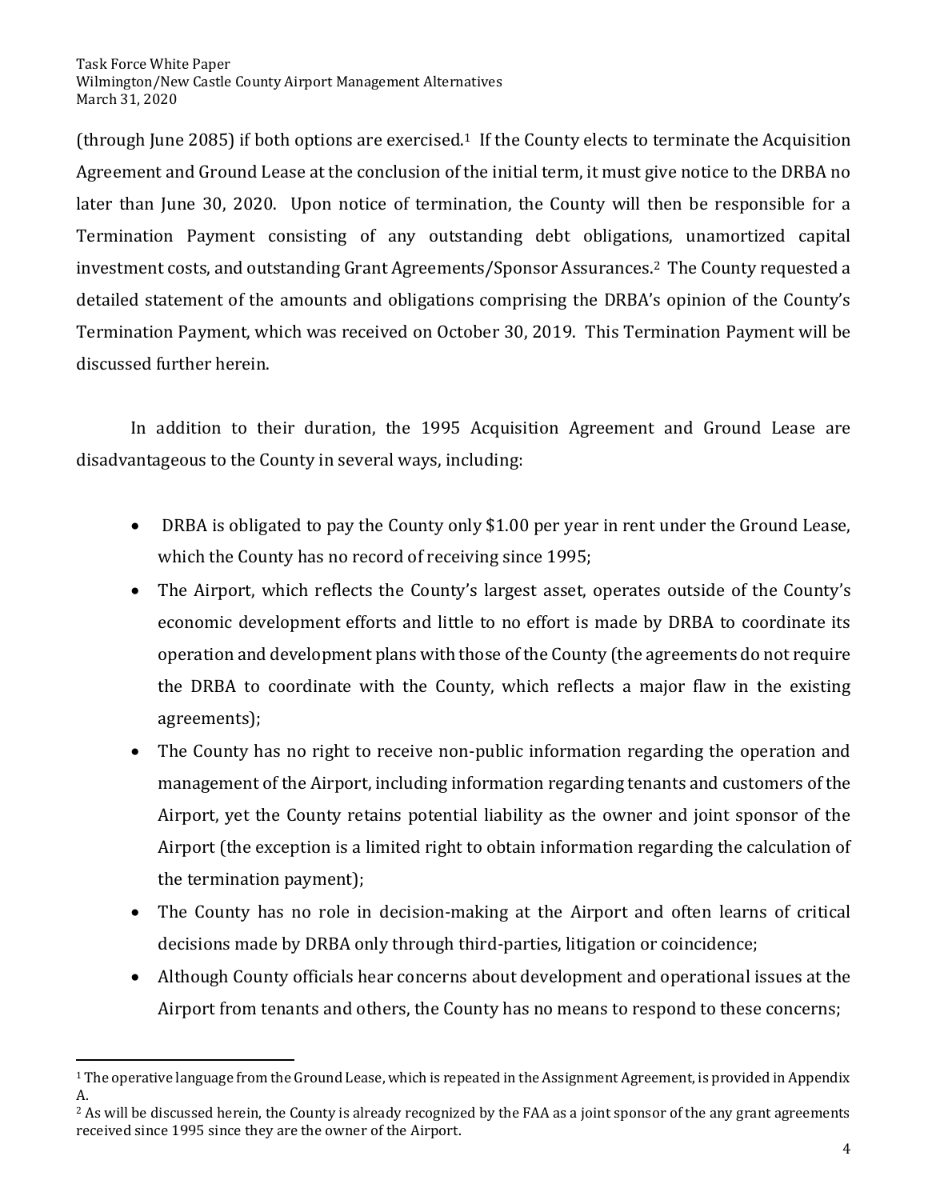(through June 2085) if both options are exercised.[1] If the County elects to terminate the Acquisition Agreement and Ground Lease at the conclusion of the initial term, it must give notice to the DRBA no later than June 30, 2020. Upon notice of termination, the County will then be responsible for a Termination Payment consisting of any outstanding debt obligations, unamortized capital investment costs, and outstanding Grant Agreements/Sponsor Assurances.[2] The County requested a detailed statement of the amounts and obligations comprising the DRBA's opinion of the County's Termination Payment, which was received on October 30, 2019. This Termination Payment will be discussed further herein.

In addition to their duration, the 1995 Acquisition Agreement and Ground Lease are disadvantageous to the County in several ways, including:

- DRBA is obligated to pay the County only $1.00 per year in rent under the Ground Lease, which the County has no record of receiving since 1995;
- The Airport, which reflects the County's largest asset, operates outside of the County's economic development efforts and little to no effort is made by DRBA to coordinate its operation and development plans with those of the County (the agreements do not require the DRBA to coordinate with the County, which reflects a major flaw in the existing agreements);
- The County has no right to receive non-public information regarding the operation and management of the Airport, including information regarding tenants and customers of the Airport, yet the County retains potential liability as the owner and joint sponsor of the Airport (the exception is a limited right to obtain information regarding the calculation of the termination payment);
- The County has no role in decision-making at the Airport and often learns of critical decisions made by DRBA only through third-parties, litigation or coincidence;
- Although County officials hear concerns about development and operational issues at the Airport from tenants and others, the County has no means to respond to these concerns;

[1] The operative language from the Ground Lease, which is repeated in the Assignment Agreement, is provided in Appendix A.

[2] As will be discussed herein, the County is already recognized by the FAA as a joint sponsor of the any grant agreements received since 1995 since they are the owner of the Airport.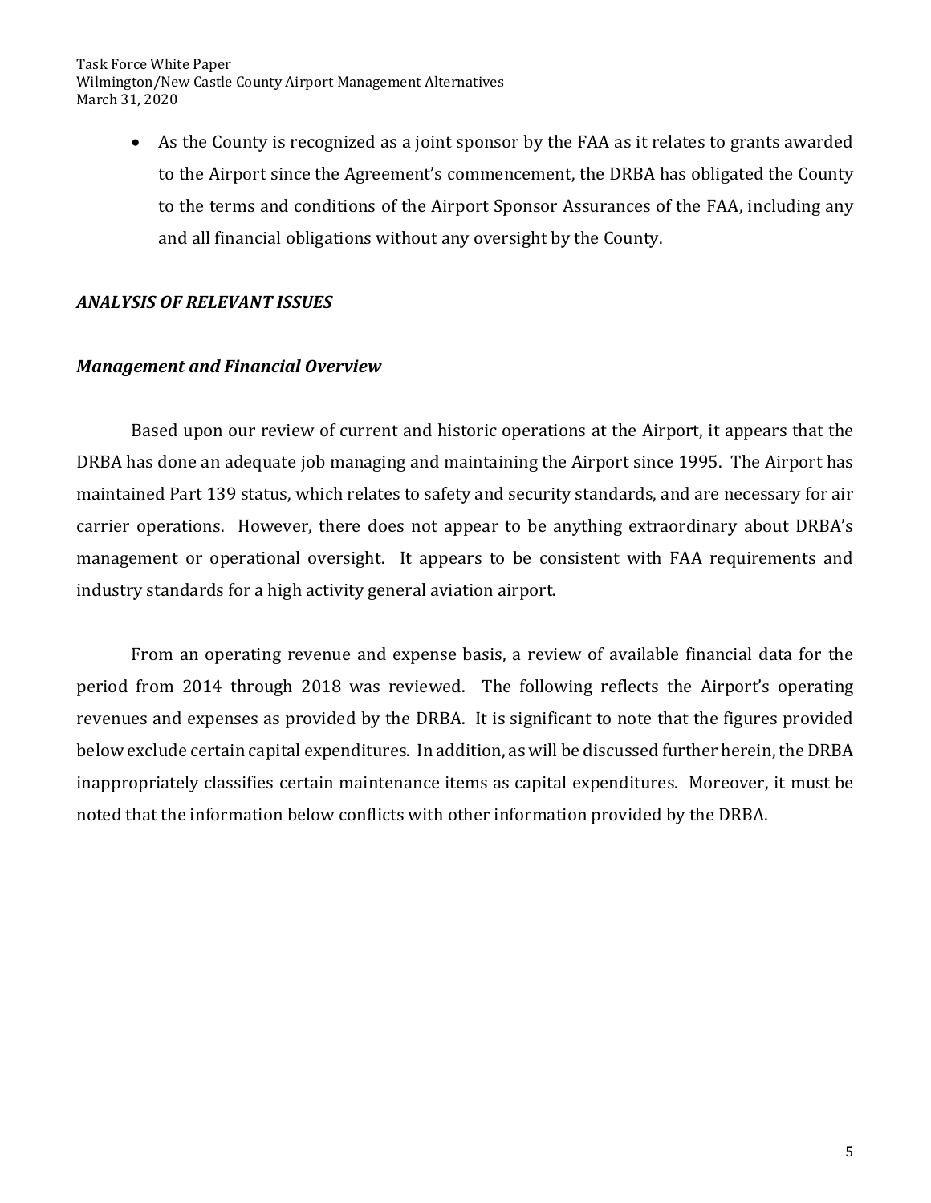- As the County is recognized as a joint sponsor by the FAA as it relates to grants awarded to the Airport since the Agreement's commencement, the DRBA has obligated the County to the terms and conditions of the Airport Sponsor Assurances of the FAA, including any and all financial obligations without any oversight by the County.

### *ANALYSIS OF RELEVANT ISSUES*

### *Management and Financial Overview*

Based upon our review of current and historic operations at the Airport, it appears that the DRBA has done an adequate job managing and maintaining the Airport since 1995. The Airport has maintained Part 139 status, which relates to safety and security standards, and are necessary for air carrier operations. However, there does not appear to be anything extraordinary about DRBA's management or operational oversight. It appears to be consistent with FAA requirements and industry standards for a high activity general aviation airport.

From an operating revenue and expense basis, a review of available financial data for the period from 2014 through 2018 was reviewed. The following reflects the Airport's operating revenues and expenses as provided by the DRBA. It is significant to note that the figures provided below exclude certain capital expenditures. In addition, as will be discussed further herein, the DRBA inappropriately classifies certain maintenance items as capital expenditures. Moreover, it must be noted that the information below conflicts with other information provided by the DRBA.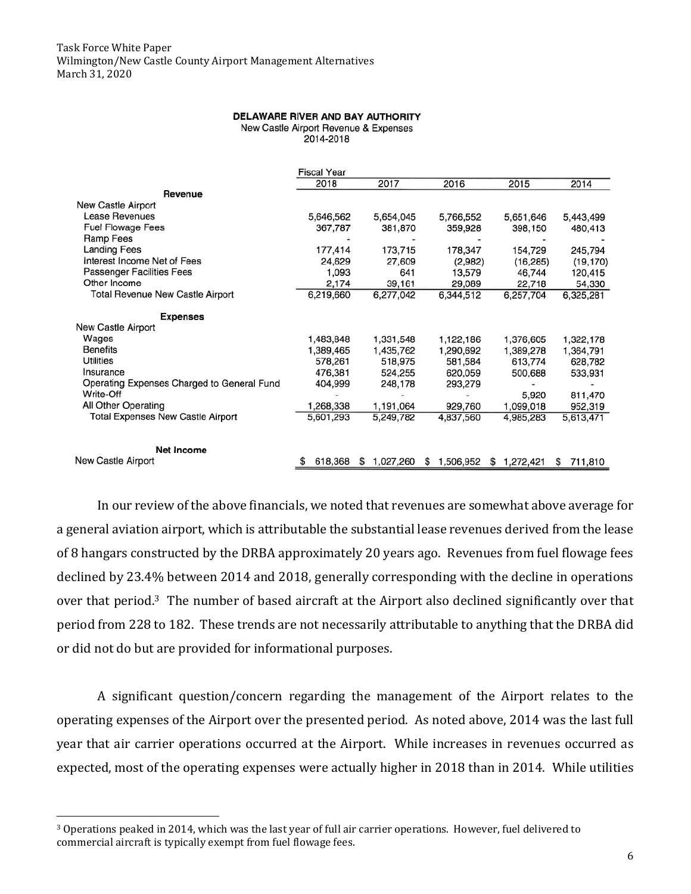**DELAWARE RIVER AND BAY AUTHORITY**
New Castle Airport Revenue & Expenses
2014-2018

| | Fiscal Year 2018 | 2017 | 2016 | 2015 | 2014 |
|---|---|---|---|---|---|
| **Revenue** | | | | | |
| New Castle Airport | | | | | |
| Lease Revenues | 5,646,562 | 5,654,045 | 5,766,552 | 5,651,646 | 5,443,499 |
| Fuel Flowage Fees | 367,787 | 381,870 | 359,928 | 398,150 | 480,413 |
| Ramp Fees | - | - | - | - | - |
| Landing Fees | 177,414 | 173,715 | 178,347 | 154,729 | 245,794 |
| Interest Income Net of Fees | 24,629 | 27,609 | (2,982) | (16,285) | (19,170) |
| Passenger Facilities Fees | 1,093 | 641 | 13,579 | 46,744 | 120,415 |
| Other Income | 2,174 | 39,161 | 29,089 | 22,718 | 54,330 |
| Total Revenue New Castle Airport | 6,219,660 | 6,277,042 | 6,344,512 | 6,257,704 | 6,325,281 |
| **Expenses** | | | | | |
| New Castle Airport | | | | | |
| Wages | 1,483,848 | 1,331,548 | 1,122,186 | 1,376,605 | 1,322,178 |
| Benefits | 1,389,465 | 1,435,762 | 1,290,692 | 1,389,278 | 1,364,791 |
| Utilities | 578,261 | 518,975 | 581,584 | 613,774 | 628,782 |
| Insurance | 476,381 | 524,255 | 620,059 | 500,688 | 533,931 |
| Operating Expenses Charged to General Fund | 404,999 | 248,178 | 293,279 | - | - |
| Write-Off | - | - | - | 5,920 | 811,470 |
| All Other Operating | 1,268,338 | 1,191,064 | 929,760 | 1,099,018 | 952,319 |
| Total Expenses New Castle Airport | 5,601,293 | 5,249,782 | 4,837,560 | 4,985,283 | 5,613,471 |
| **Net Income** | | | | | |
| New Castle Airport | $ 618,368 | $ 1,027,260 | $ 1,506,952 | $ 1,272,421 | $ 711,810 |

In our review of the above financials, we noted that revenues are somewhat above average for a general aviation airport, which is attributable the substantial lease revenues derived from the lease of 8 hangars constructed by the DRBA approximately 20 years ago. Revenues from fuel flowage fees declined by 23.4% between 2014 and 2018, generally corresponding with the decline in operations over that period.[3] The number of based aircraft at the Airport also declined significantly over that period from 228 to 182. These trends are not necessarily attributable to anything that the DRBA did or did not do but are provided for informational purposes.

A significant question/concern regarding the management of the Airport relates to the operating expenses of the Airport over the presented period. As noted above, 2014 was the last full year that air carrier operations occurred at the Airport. While increases in revenues occurred as expected, most of the operating expenses were actually higher in 2018 than in 2014. While utilities

[3] Operations peaked in 2014, which was the last year of full air carrier operations. However, fuel delivered to commercial aircraft is typically exempt from fuel flowage fees.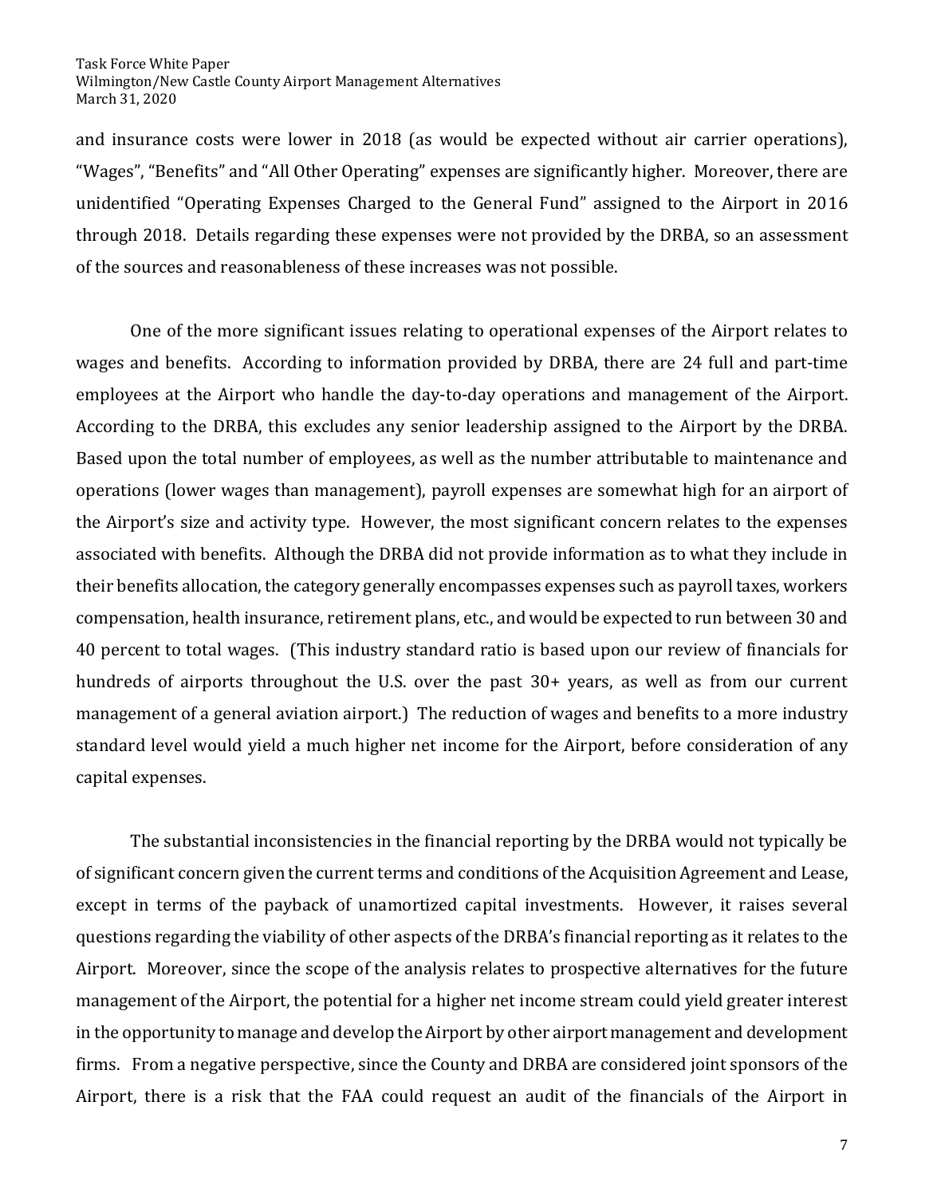and insurance costs were lower in 2018 (as would be expected without air carrier operations), "Wages", "Benefits" and "All Other Operating" expenses are significantly higher. Moreover, there are unidentified "Operating Expenses Charged to the General Fund" assigned to the Airport in 2016 through 2018. Details regarding these expenses were not provided by the DRBA, so an assessment of the sources and reasonableness of these increases was not possible.

One of the more significant issues relating to operational expenses of the Airport relates to wages and benefits. According to information provided by DRBA, there are 24 full and part-time employees at the Airport who handle the day-to-day operations and management of the Airport. According to the DRBA, this excludes any senior leadership assigned to the Airport by the DRBA. Based upon the total number of employees, as well as the number attributable to maintenance and operations (lower wages than management), payroll expenses are somewhat high for an airport of the Airport's size and activity type. However, the most significant concern relates to the expenses associated with benefits. Although the DRBA did not provide information as to what they include in their benefits allocation, the category generally encompasses expenses such as payroll taxes, workers compensation, health insurance, retirement plans, etc., and would be expected to run between 30 and 40 percent to total wages. (This industry standard ratio is based upon our review of financials for hundreds of airports throughout the U.S. over the past 30+ years, as well as from our current management of a general aviation airport.) The reduction of wages and benefits to a more industry standard level would yield a much higher net income for the Airport, before consideration of any capital expenses.

The substantial inconsistencies in the financial reporting by the DRBA would not typically be of significant concern given the current terms and conditions of the Acquisition Agreement and Lease, except in terms of the payback of unamortized capital investments. However, it raises several questions regarding the viability of other aspects of the DRBA's financial reporting as it relates to the Airport. Moreover, since the scope of the analysis relates to prospective alternatives for the future management of the Airport, the potential for a higher net income stream could yield greater interest in the opportunity to manage and develop the Airport by other airport management and development firms. From a negative perspective, since the County and DRBA are considered joint sponsors of the Airport, there is a risk that the FAA could request an audit of the financials of the Airport in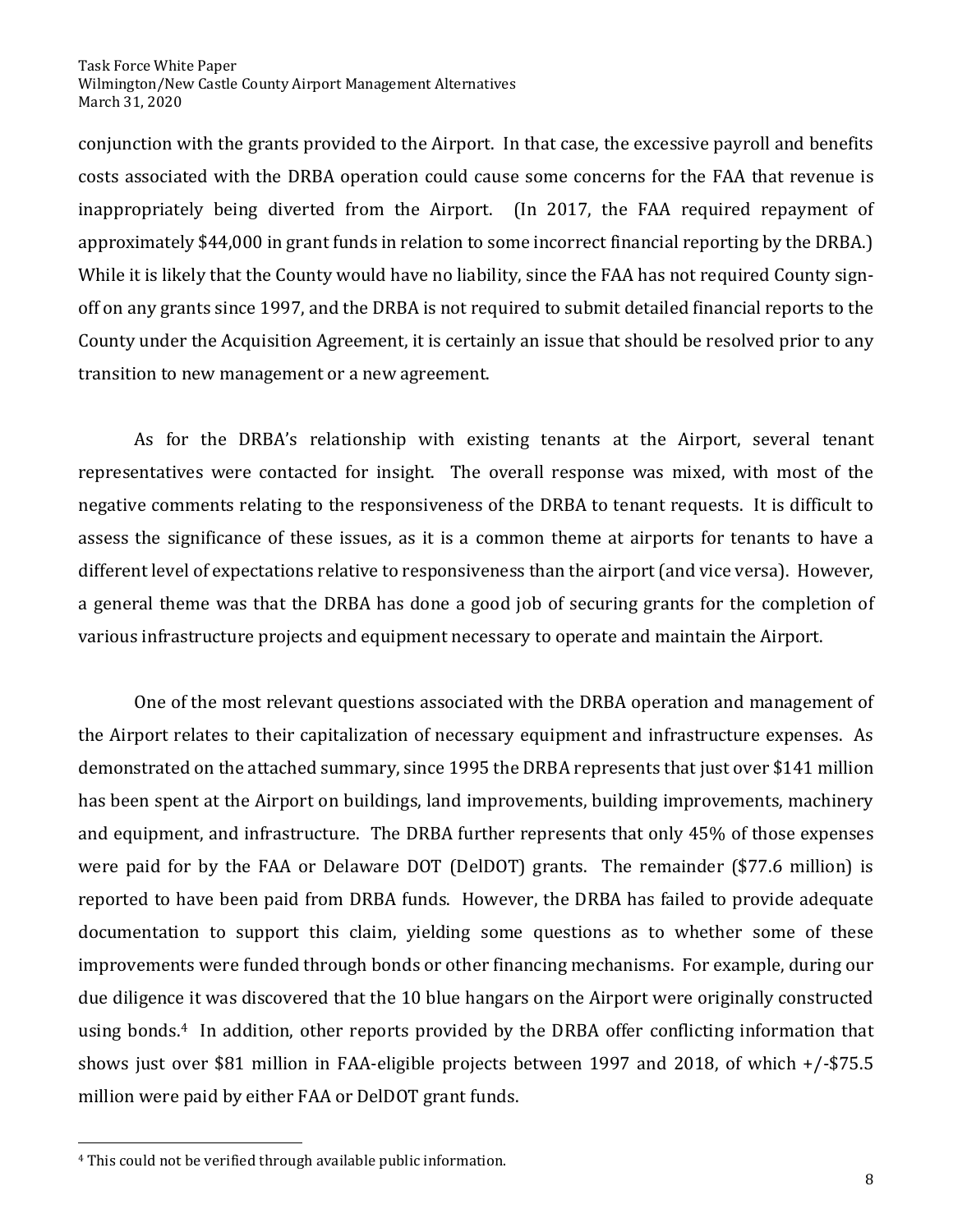conjunction with the grants provided to the Airport. In that case, the excessive payroll and benefits costs associated with the DRBA operation could cause some concerns for the FAA that revenue is inappropriately being diverted from the Airport. (In 2017, the FAA required repayment of approximately $44,000 in grant funds in relation to some incorrect financial reporting by the DRBA.) While it is likely that the County would have no liability, since the FAA has not required County sign-off on any grants since 1997, and the DRBA is not required to submit detailed financial reports to the County under the Acquisition Agreement, it is certainly an issue that should be resolved prior to any transition to new management or a new agreement.

As for the DRBA's relationship with existing tenants at the Airport, several tenant representatives were contacted for insight. The overall response was mixed, with most of the negative comments relating to the responsiveness of the DRBA to tenant requests. It is difficult to assess the significance of these issues, as it is a common theme at airports for tenants to have a different level of expectations relative to responsiveness than the airport (and vice versa). However, a general theme was that the DRBA has done a good job of securing grants for the completion of various infrastructure projects and equipment necessary to operate and maintain the Airport.

One of the most relevant questions associated with the DRBA operation and management of the Airport relates to their capitalization of necessary equipment and infrastructure expenses. As demonstrated on the attached summary, since 1995 the DRBA represents that just over $141 million has been spent at the Airport on buildings, land improvements, building improvements, machinery and equipment, and infrastructure. The DRBA further represents that only 45% of those expenses were paid for by the FAA or Delaware DOT (DelDOT) grants. The remainder ($77.6 million) is reported to have been paid from DRBA funds. However, the DRBA has failed to provide adequate documentation to support this claim, yielding some questions as to whether some of these improvements were funded through bonds or other financing mechanisms. For example, during our due diligence it was discovered that the 10 blue hangars on the Airport were originally constructed using bonds.[4] In addition, other reports provided by the DRBA offer conflicting information that shows just over $81 million in FAA-eligible projects between 1997 and 2018, of which +/-$75.5 million were paid by either FAA or DelDOT grant funds.

[4] This could not be verified through available public information.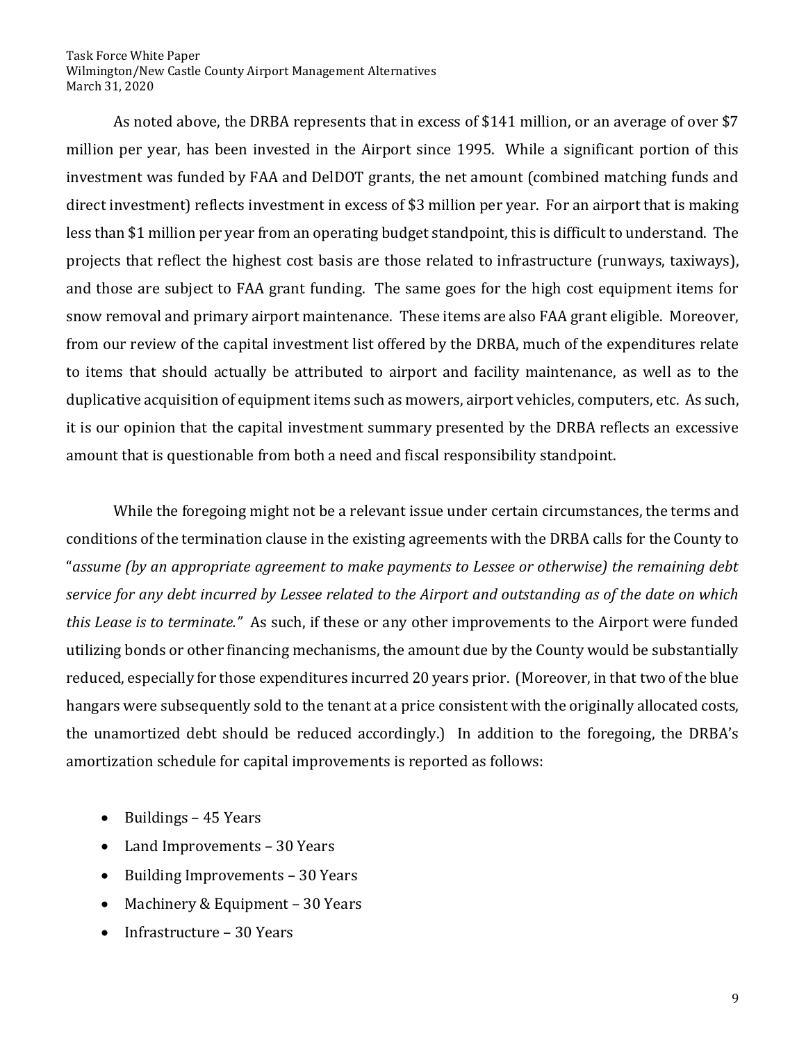As noted above, the DRBA represents that in excess of $141 million, or an average of over $7 million per year, has been invested in the Airport since 1995. While a significant portion of this investment was funded by FAA and DelDOT grants, the net amount (combined matching funds and direct investment) reflects investment in excess of $3 million per year. For an airport that is making less than $1 million per year from an operating budget standpoint, this is difficult to understand. The projects that reflect the highest cost basis are those related to infrastructure (runways, taxiways), and those are subject to FAA grant funding. The same goes for the high cost equipment items for snow removal and primary airport maintenance. These items are also FAA grant eligible. Moreover, from our review of the capital investment list offered by the DRBA, much of the expenditures relate to items that should actually be attributed to airport and facility maintenance, as well as to the duplicative acquisition of equipment items such as mowers, airport vehicles, computers, etc. As such, it is our opinion that the capital investment summary presented by the DRBA reflects an excessive amount that is questionable from both a need and fiscal responsibility standpoint.

While the foregoing might not be a relevant issue under certain circumstances, the terms and conditions of the termination clause in the existing agreements with the DRBA calls for the County to "*assume (by an appropriate agreement to make payments to Lessee or otherwise) the remaining debt service for any debt incurred by Lessee related to the Airport and outstanding as of the date on which this Lease is to terminate.*" As such, if these or any other improvements to the Airport were funded utilizing bonds or other financing mechanisms, the amount due by the County would be substantially reduced, especially for those expenditures incurred 20 years prior. (Moreover, in that two of the blue hangars were subsequently sold to the tenant at a price consistent with the originally allocated costs, the unamortized debt should be reduced accordingly.) In addition to the foregoing, the DRBA's amortization schedule for capital improvements is reported as follows:

- Buildings – 45 Years
- Land Improvements – 30 Years
- Building Improvements – 30 Years
- Machinery & Equipment – 30 Years
- Infrastructure – 30 Years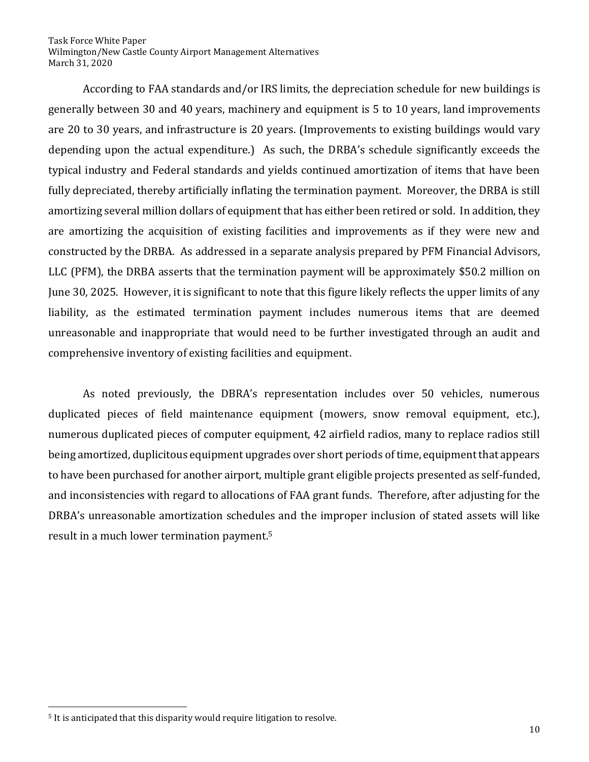According to FAA standards and/or IRS limits, the depreciation schedule for new buildings is generally between 30 and 40 years, machinery and equipment is 5 to 10 years, land improvements are 20 to 30 years, and infrastructure is 20 years. (Improvements to existing buildings would vary depending upon the actual expenditure.) As such, the DRBA's schedule significantly exceeds the typical industry and Federal standards and yields continued amortization of items that have been fully depreciated, thereby artificially inflating the termination payment. Moreover, the DRBA is still amortizing several million dollars of equipment that has either been retired or sold. In addition, they are amortizing the acquisition of existing facilities and improvements as if they were new and constructed by the DRBA. As addressed in a separate analysis prepared by PFM Financial Advisors, LLC (PFM), the DRBA asserts that the termination payment will be approximately $50.2 million on June 30, 2025. However, it is significant to note that this figure likely reflects the upper limits of any liability, as the estimated termination payment includes numerous items that are deemed unreasonable and inappropriate that would need to be further investigated through an audit and comprehensive inventory of existing facilities and equipment.

As noted previously, the DBRA's representation includes over 50 vehicles, numerous duplicated pieces of field maintenance equipment (mowers, snow removal equipment, etc.), numerous duplicated pieces of computer equipment, 42 airfield radios, many to replace radios still being amortized, duplicitous equipment upgrades over short periods of time, equipment that appears to have been purchased for another airport, multiple grant eligible projects presented as self-funded, and inconsistencies with regard to allocations of FAA grant funds. Therefore, after adjusting for the DRBA's unreasonable amortization schedules and the improper inclusion of stated assets will like result in a much lower termination payment.[5]

---

[5] It is anticipated that this disparity would require litigation to resolve.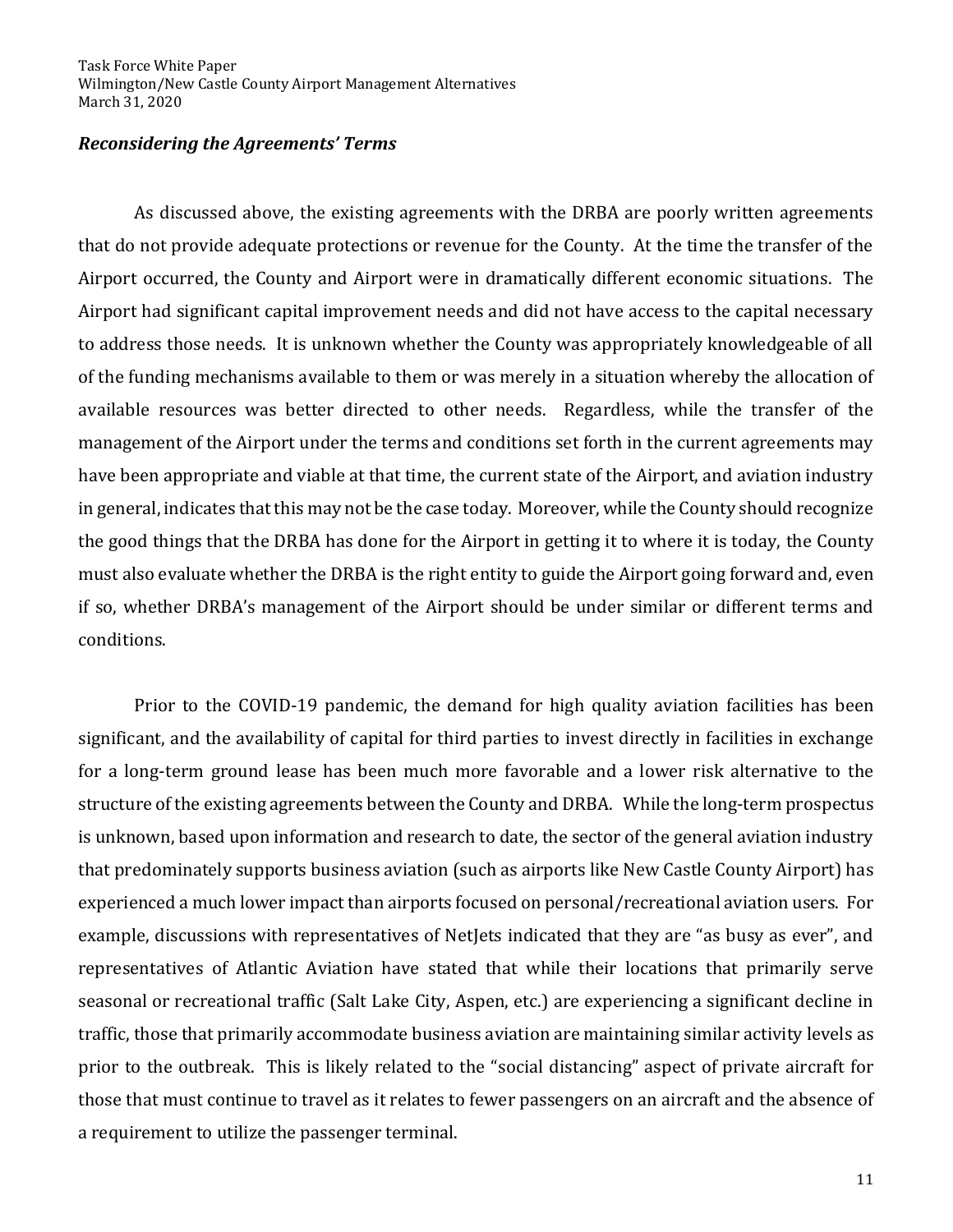### *Reconsidering the Agreements' Terms*

As discussed above, the existing agreements with the DRBA are poorly written agreements that do not provide adequate protections or revenue for the County. At the time the transfer of the Airport occurred, the County and Airport were in dramatically different economic situations. The Airport had significant capital improvement needs and did not have access to the capital necessary to address those needs. It is unknown whether the County was appropriately knowledgeable of all of the funding mechanisms available to them or was merely in a situation whereby the allocation of available resources was better directed to other needs. Regardless, while the transfer of the management of the Airport under the terms and conditions set forth in the current agreements may have been appropriate and viable at that time, the current state of the Airport, and aviation industry in general, indicates that this may not be the case today. Moreover, while the County should recognize the good things that the DRBA has done for the Airport in getting it to where it is today, the County must also evaluate whether the DRBA is the right entity to guide the Airport going forward and, even if so, whether DRBA's management of the Airport should be under similar or different terms and conditions.

Prior to the COVID-19 pandemic, the demand for high quality aviation facilities has been significant, and the availability of capital for third parties to invest directly in facilities in exchange for a long-term ground lease has been much more favorable and a lower risk alternative to the structure of the existing agreements between the County and DRBA. While the long-term prospectus is unknown, based upon information and research to date, the sector of the general aviation industry that predominately supports business aviation (such as airports like New Castle County Airport) has experienced a much lower impact than airports focused on personal/recreational aviation users. For example, discussions with representatives of NetJets indicated that they are "as busy as ever", and representatives of Atlantic Aviation have stated that while their locations that primarily serve seasonal or recreational traffic (Salt Lake City, Aspen, etc.) are experiencing a significant decline in traffic, those that primarily accommodate business aviation are maintaining similar activity levels as prior to the outbreak. This is likely related to the "social distancing" aspect of private aircraft for those that must continue to travel as it relates to fewer passengers on an aircraft and the absence of a requirement to utilize the passenger terminal.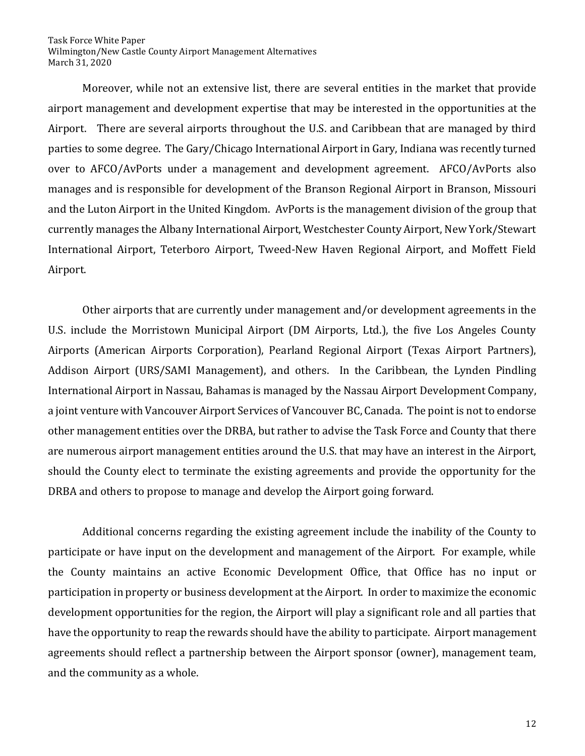Moreover, while not an extensive list, there are several entities in the market that provide airport management and development expertise that may be interested in the opportunities at the Airport. There are several airports throughout the U.S. and Caribbean that are managed by third parties to some degree. The Gary/Chicago International Airport in Gary, Indiana was recently turned over to AFCO/AvPorts under a management and development agreement. AFCO/AvPorts also manages and is responsible for development of the Branson Regional Airport in Branson, Missouri and the Luton Airport in the United Kingdom. AvPorts is the management division of the group that currently manages the Albany International Airport, Westchester County Airport, New York/Stewart International Airport, Teterboro Airport, Tweed-New Haven Regional Airport, and Moffett Field Airport.

Other airports that are currently under management and/or development agreements in the U.S. include the Morristown Municipal Airport (DM Airports, Ltd.), the five Los Angeles County Airports (American Airports Corporation), Pearland Regional Airport (Texas Airport Partners), Addison Airport (URS/SAMI Management), and others. In the Caribbean, the Lynden Pindling International Airport in Nassau, Bahamas is managed by the Nassau Airport Development Company, a joint venture with Vancouver Airport Services of Vancouver BC, Canada. The point is not to endorse other management entities over the DRBA, but rather to advise the Task Force and County that there are numerous airport management entities around the U.S. that may have an interest in the Airport, should the County elect to terminate the existing agreements and provide the opportunity for the DRBA and others to propose to manage and develop the Airport going forward.

Additional concerns regarding the existing agreement include the inability of the County to participate or have input on the development and management of the Airport. For example, while the County maintains an active Economic Development Office, that Office has no input or participation in property or business development at the Airport. In order to maximize the economic development opportunities for the region, the Airport will play a significant role and all parties that have the opportunity to reap the rewards should have the ability to participate. Airport management agreements should reflect a partnership between the Airport sponsor (owner), management team, and the community as a whole.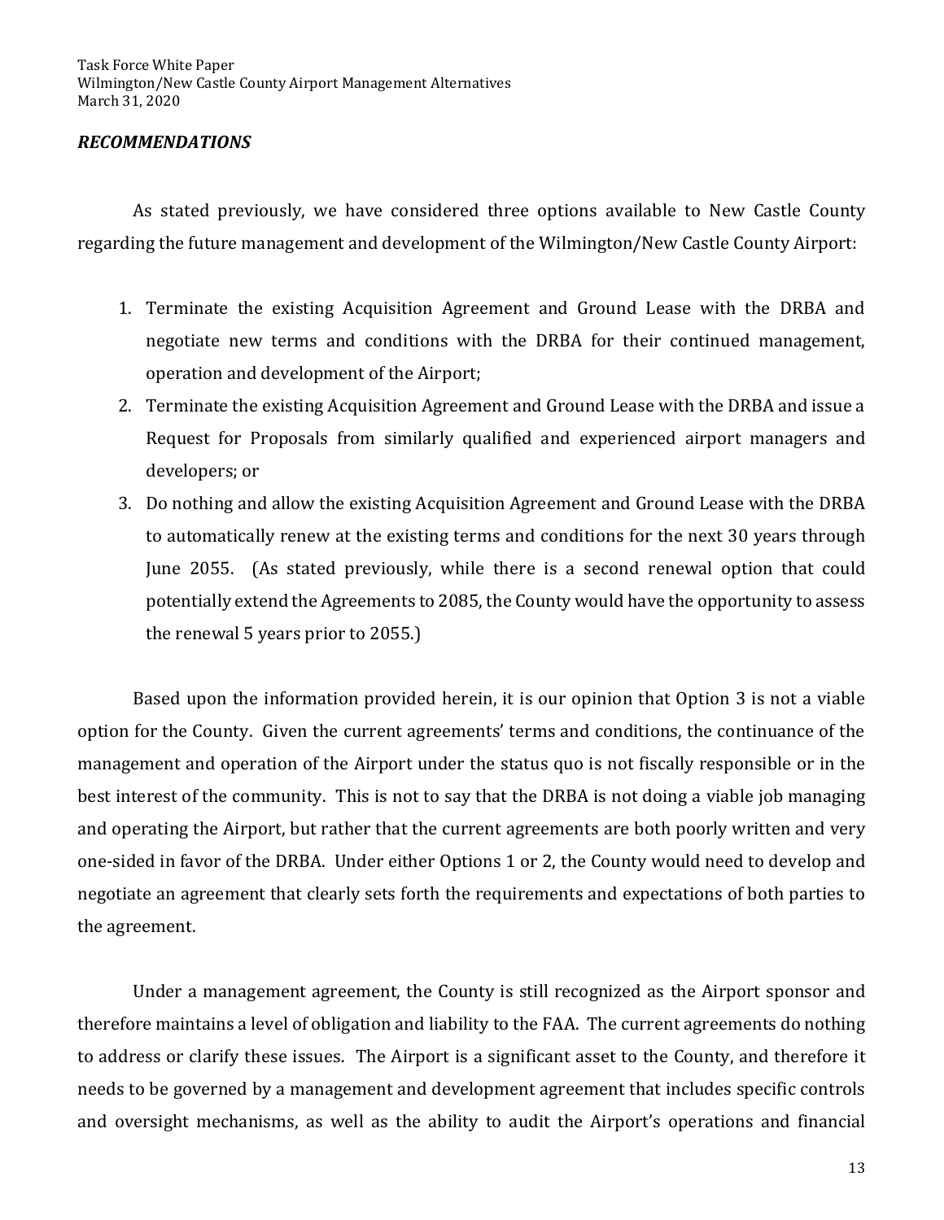***RECOMMENDATIONS***

As stated previously, we have considered three options available to New Castle County regarding the future management and development of the Wilmington/New Castle County Airport:

1. Terminate the existing Acquisition Agreement and Ground Lease with the DRBA and negotiate new terms and conditions with the DRBA for their continued management, operation and development of the Airport;
2. Terminate the existing Acquisition Agreement and Ground Lease with the DRBA and issue a Request for Proposals from similarly qualified and experienced airport managers and developers; or
3. Do nothing and allow the existing Acquisition Agreement and Ground Lease with the DRBA to automatically renew at the existing terms and conditions for the next 30 years through June 2055. (As stated previously, while there is a second renewal option that could potentially extend the Agreements to 2085, the County would have the opportunity to assess the renewal 5 years prior to 2055.)

Based upon the information provided herein, it is our opinion that Option 3 is not a viable option for the County. Given the current agreements' terms and conditions, the continuance of the management and operation of the Airport under the status quo is not fiscally responsible or in the best interest of the community. This is not to say that the DRBA is not doing a viable job managing and operating the Airport, but rather that the current agreements are both poorly written and very one-sided in favor of the DRBA. Under either Options 1 or 2, the County would need to develop and negotiate an agreement that clearly sets forth the requirements and expectations of both parties to the agreement.

Under a management agreement, the County is still recognized as the Airport sponsor and therefore maintains a level of obligation and liability to the FAA. The current agreements do nothing to address or clarify these issues. The Airport is a significant asset to the County, and therefore it needs to be governed by a management and development agreement that includes specific controls and oversight mechanisms, as well as the ability to audit the Airport's operations and financial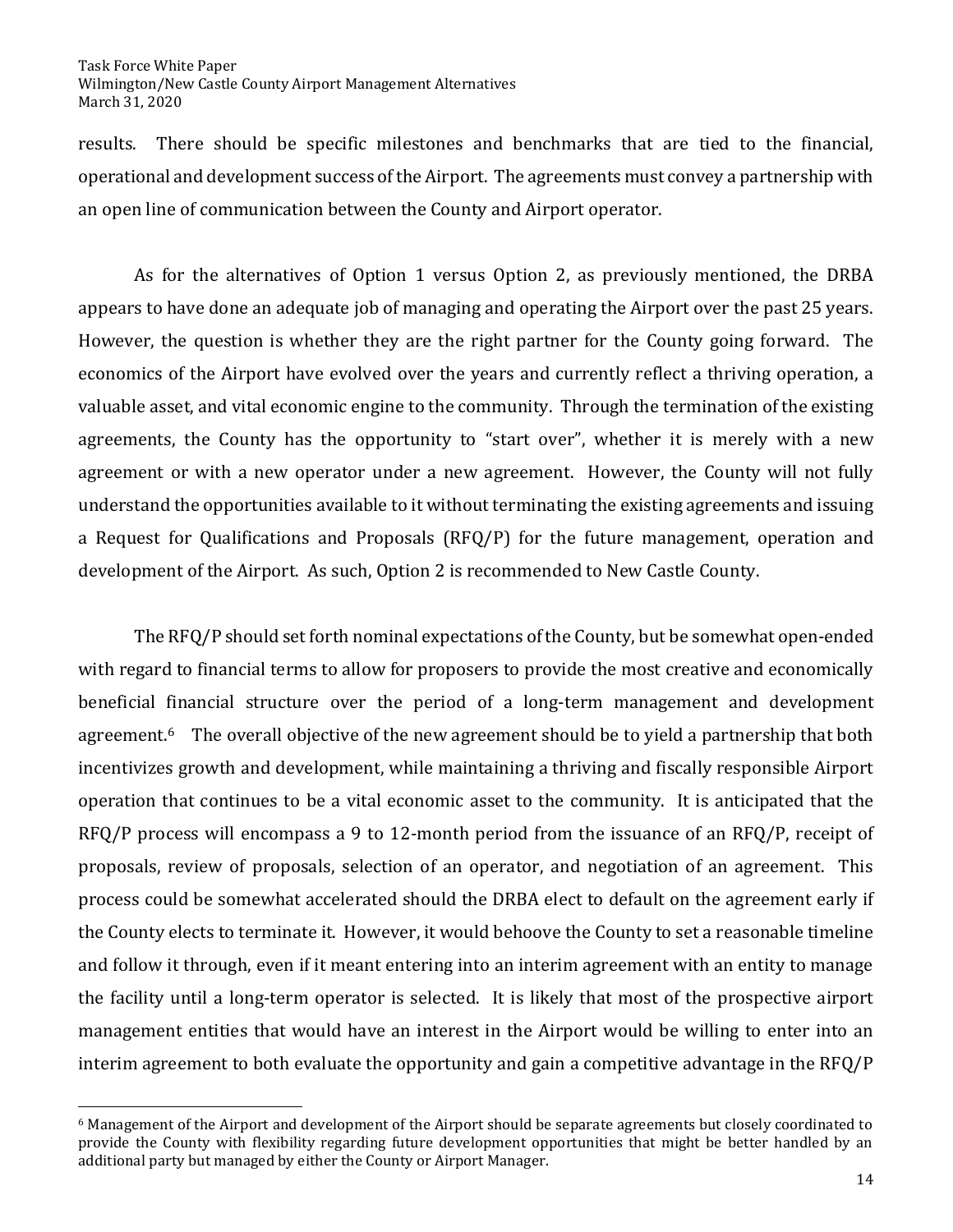results. There should be specific milestones and benchmarks that are tied to the financial, operational and development success of the Airport. The agreements must convey a partnership with an open line of communication between the County and Airport operator.

As for the alternatives of Option 1 versus Option 2, as previously mentioned, the DRBA appears to have done an adequate job of managing and operating the Airport over the past 25 years. However, the question is whether they are the right partner for the County going forward. The economics of the Airport have evolved over the years and currently reflect a thriving operation, a valuable asset, and vital economic engine to the community. Through the termination of the existing agreements, the County has the opportunity to "start over", whether it is merely with a new agreement or with a new operator under a new agreement. However, the County will not fully understand the opportunities available to it without terminating the existing agreements and issuing a Request for Qualifications and Proposals (RFQ/P) for the future management, operation and development of the Airport. As such, Option 2 is recommended to New Castle County.

The RFQ/P should set forth nominal expectations of the County, but be somewhat open-ended with regard to financial terms to allow for proposers to provide the most creative and economically beneficial financial structure over the period of a long-term management and development agreement.[6] The overall objective of the new agreement should be to yield a partnership that both incentivizes growth and development, while maintaining a thriving and fiscally responsible Airport operation that continues to be a vital economic asset to the community. It is anticipated that the RFQ/P process will encompass a 9 to 12-month period from the issuance of an RFQ/P, receipt of proposals, review of proposals, selection of an operator, and negotiation of an agreement. This process could be somewhat accelerated should the DRBA elect to default on the agreement early if the County elects to terminate it. However, it would behoove the County to set a reasonable timeline and follow it through, even if it meant entering into an interim agreement with an entity to manage the facility until a long-term operator is selected. It is likely that most of the prospective airport management entities that would have an interest in the Airport would be willing to enter into an interim agreement to both evaluate the opportunity and gain a competitive advantage in the RFQ/P

[6] Management of the Airport and development of the Airport should be separate agreements but closely coordinated to provide the County with flexibility regarding future development opportunities that might be better handled by an additional party but managed by either the County or Airport Manager.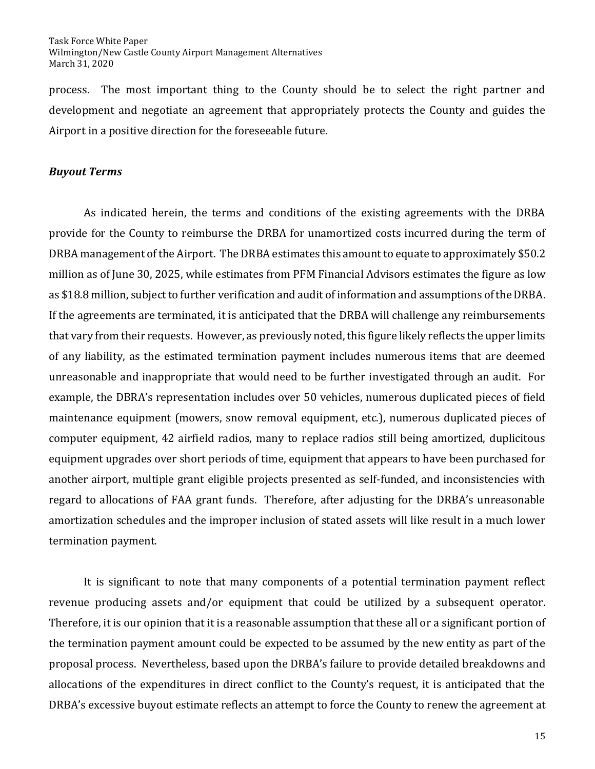process. The most important thing to the County should be to select the right partner and development and negotiate an agreement that appropriately protects the County and guides the Airport in a positive direction for the foreseeable future.

### *Buyout Terms*

As indicated herein, the terms and conditions of the existing agreements with the DRBA provide for the County to reimburse the DRBA for unamortized costs incurred during the term of DRBA management of the Airport. The DRBA estimates this amount to equate to approximately $50.2 million as of June 30, 2025, while estimates from PFM Financial Advisors estimates the figure as low as $18.8 million, subject to further verification and audit of information and assumptions of the DRBA. If the agreements are terminated, it is anticipated that the DRBA will challenge any reimbursements that vary from their requests. However, as previously noted, this figure likely reflects the upper limits of any liability, as the estimated termination payment includes numerous items that are deemed unreasonable and inappropriate that would need to be further investigated through an audit. For example, the DBRA's representation includes over 50 vehicles, numerous duplicated pieces of field maintenance equipment (mowers, snow removal equipment, etc.), numerous duplicated pieces of computer equipment, 42 airfield radios, many to replace radios still being amortized, duplicitous equipment upgrades over short periods of time, equipment that appears to have been purchased for another airport, multiple grant eligible projects presented as self-funded, and inconsistencies with regard to allocations of FAA grant funds. Therefore, after adjusting for the DRBA's unreasonable amortization schedules and the improper inclusion of stated assets will like result in a much lower termination payment.

It is significant to note that many components of a potential termination payment reflect revenue producing assets and/or equipment that could be utilized by a subsequent operator. Therefore, it is our opinion that it is a reasonable assumption that these all or a significant portion of the termination payment amount could be expected to be assumed by the new entity as part of the proposal process. Nevertheless, based upon the DRBA's failure to provide detailed breakdowns and allocations of the expenditures in direct conflict to the County's request, it is anticipated that the DRBA's excessive buyout estimate reflects an attempt to force the County to renew the agreement at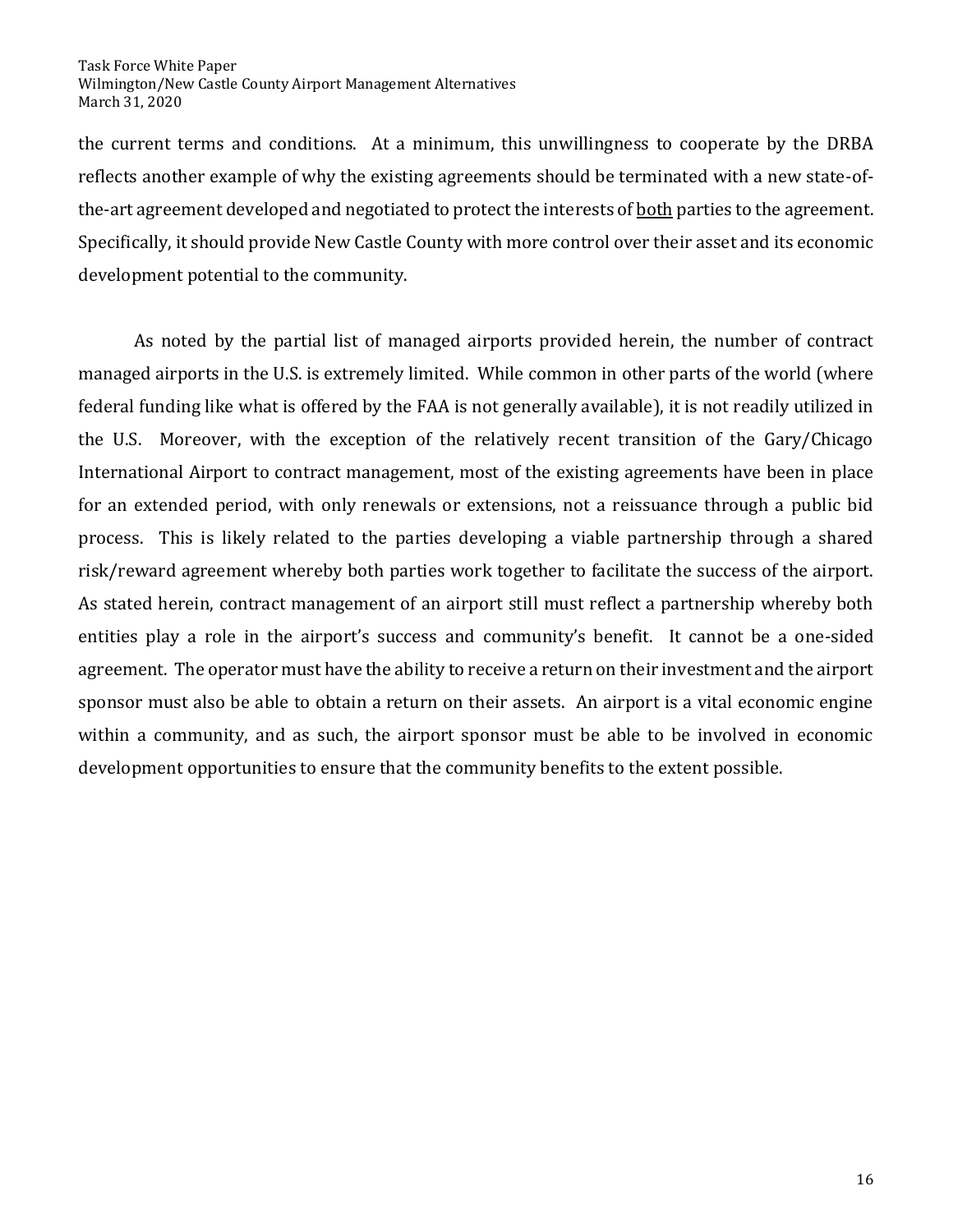the current terms and conditions. At a minimum, this unwillingness to cooperate by the DRBA reflects another example of why the existing agreements should be terminated with a new state-of-the-art agreement developed and negotiated to protect the interests of <u>both</u> parties to the agreement. Specifically, it should provide New Castle County with more control over their asset and its economic development potential to the community.

As noted by the partial list of managed airports provided herein, the number of contract managed airports in the U.S. is extremely limited. While common in other parts of the world (where federal funding like what is offered by the FAA is not generally available), it is not readily utilized in the U.S. Moreover, with the exception of the relatively recent transition of the Gary/Chicago International Airport to contract management, most of the existing agreements have been in place for an extended period, with only renewals or extensions, not a reissuance through a public bid process. This is likely related to the parties developing a viable partnership through a shared risk/reward agreement whereby both parties work together to facilitate the success of the airport. As stated herein, contract management of an airport still must reflect a partnership whereby both entities play a role in the airport's success and community's benefit. It cannot be a one-sided agreement. The operator must have the ability to receive a return on their investment and the airport sponsor must also be able to obtain a return on their assets. An airport is a vital economic engine within a community, and as such, the airport sponsor must be able to be involved in economic development opportunities to ensure that the community benefits to the extent possible.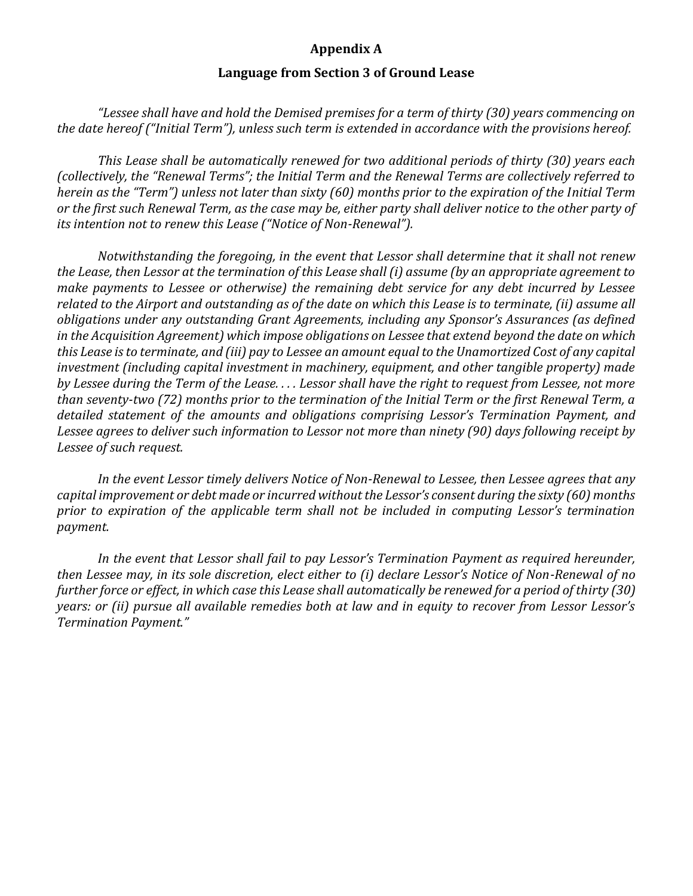**Appendix A**

**Language from Section 3 of Ground Lease**

*"Lessee shall have and hold the Demised premises for a term of thirty (30) years commencing on the date hereof ("Initial Term"), unless such term is extended in accordance with the provisions hereof.*

*This Lease shall be automatically renewed for two additional periods of thirty (30) years each (collectively, the "Renewal Terms"; the Initial Term and the Renewal Terms are collectively referred to herein as the "Term") unless not later than sixty (60) months prior to the expiration of the Initial Term or the first such Renewal Term, as the case may be, either party shall deliver notice to the other party of its intention not to renew this Lease ("Notice of Non-Renewal").*

*Notwithstanding the foregoing, in the event that Lessor shall determine that it shall not renew the Lease, then Lessor at the termination of this Lease shall (i) assume (by an appropriate agreement to make payments to Lessee or otherwise) the remaining debt service for any debt incurred by Lessee related to the Airport and outstanding as of the date on which this Lease is to terminate, (ii) assume all obligations under any outstanding Grant Agreements, including any Sponsor's Assurances (as defined in the Acquisition Agreement) which impose obligations on Lessee that extend beyond the date on which this Lease is to terminate, and (iii) pay to Lessee an amount equal to the Unamortized Cost of any capital investment (including capital investment in machinery, equipment, and other tangible property) made by Lessee during the Term of the Lease. . . . Lessor shall have the right to request from Lessee, not more than seventy-two (72) months prior to the termination of the Initial Term or the first Renewal Term, a detailed statement of the amounts and obligations comprising Lessor's Termination Payment, and Lessee agrees to deliver such information to Lessor not more than ninety (90) days following receipt by Lessee of such request.*

*In the event Lessor timely delivers Notice of Non-Renewal to Lessee, then Lessee agrees that any capital improvement or debt made or incurred without the Lessor's consent during the sixty (60) months prior to expiration of the applicable term shall not be included in computing Lessor's termination payment.*

*In the event that Lessor shall fail to pay Lessor's Termination Payment as required hereunder, then Lessee may, in its sole discretion, elect either to (i) declare Lessor's Notice of Non-Renewal of no further force or effect, in which case this Lease shall automatically be renewed for a period of thirty (30) years: or (ii) pursue all available remedies both at law and in equity to recover from Lessor Lessor's Termination Payment."*